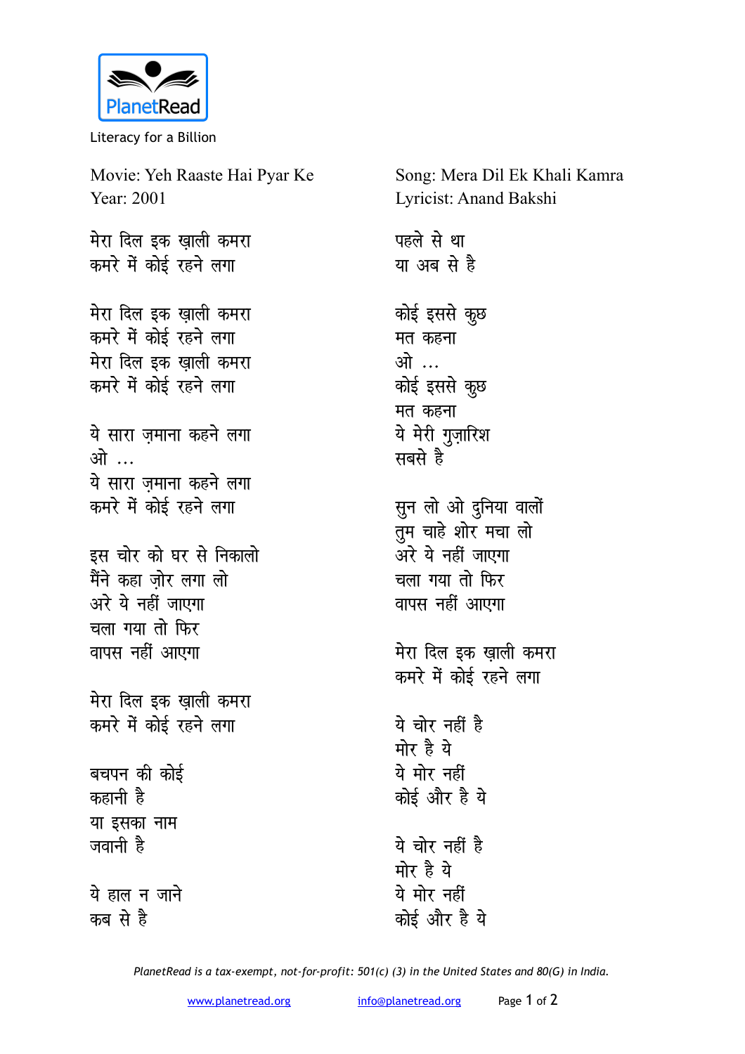PlanetRead

Literacy for a Billion

Movie: Yeh Raaste Hai Pyar Ke
Year: 2001

Song: Mera Dil Ek Khali Kamra
Lyricist: Anand Bakshi

मेरा दिल इक ख़ाली कमरा
कमरे में कोई रहने लगा

मेरा दिल इक ख़ाली कमरा
कमरे में कोई रहने लगा
मेरा दिल इक ख़ाली कमरा
कमरे में कोई रहने लगा

ये सारा ज़माना कहने लगा
ओ ...
ये सारा ज़माना कहने लगा
कमरे में कोई रहने लगा

इस चोर को घर से निकालो
मैंने कहा ज़ोर लगा लो
अरे ये नहीं जाएगा
चला गया तो फिर
वापस नहीं आएगा

मेरा दिल इक ख़ाली कमरा
कमरे में कोई रहने लगा

बचपन की कोई
कहानी है
या इसका नाम
जवानी है

ये हाल न जाने
कब से है

पहले से था
या अब से है

कोई इससे कुछ
मत कहना
ओ ...
कोई इससे कुछ
मत कहना
ये मेरी गुज़ारिश
सबसे है

सुन लो ओ दुनिया वालों
तुम चाहे शोर मचा लो
अरे ये नहीं जाएगा
चला गया तो फिर
वापस नहीं आएगा

मेरा दिल इक ख़ाली कमरा
कमरे में कोई रहने लगा

ये चोर नहीं है
मोर है ये
ये मोर नहीं
कोई और है ये

ये चोर नहीं है
मोर है ये
ये मोर नहीं
कोई और है ये

*PlanetRead is a tax-exempt, not-for-profit: 501(c) (3) in the United States and 80(G) in India.*

www.planetread.org info@planetread.org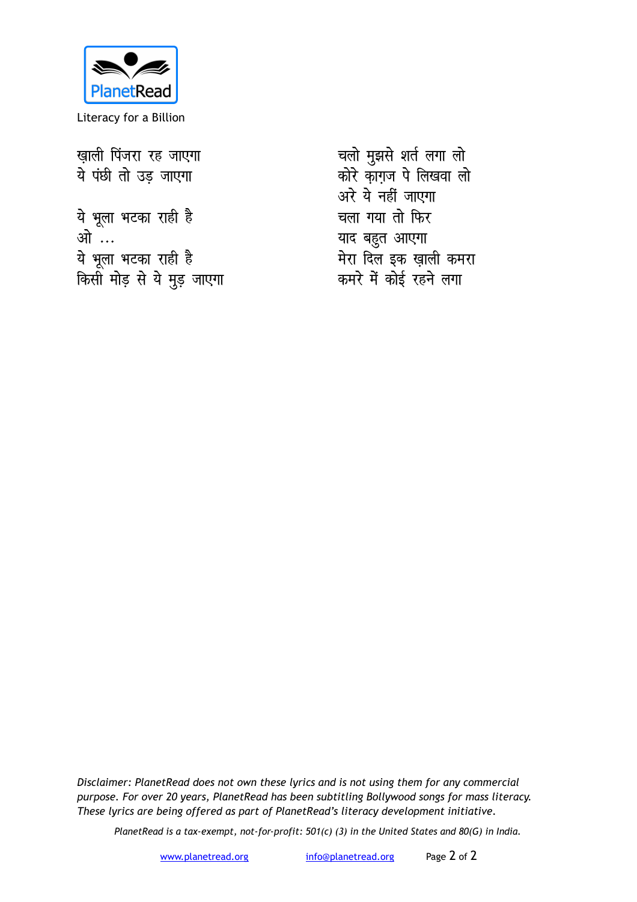PlanetRead

Literacy for a Billion

ख़ाली पिंजरा रह जाएगा
ये पंछी तो उड़ जाएगा

ये भूला भटका राही है
ओ ...
ये भूला भटका राही है
किसी मोड़ से ये मुड़ जाएगा

चलो मुझसे शर्त लगा लो
कोरे काग़ज पे लिखवा लो
अरे ये नहीं जाएगा
चला गया तो फिर
याद बहुत आएगा
मेरा दिल इक ख़ाली कमरा
कमरे में कोई रहने लगा

*Disclaimer: PlanetRead does not own these lyrics and is not using them for any commercial purpose. For over 20 years, PlanetRead has been subtitling Bollywood songs for mass literacy. These lyrics are being offered as part of PlanetRead's literacy development initiative.*

*PlanetRead is a tax-exempt, not-for-profit: 501(c) (3) in the United States and 80(G) in India.*

www.planetread.org info@planetread.org